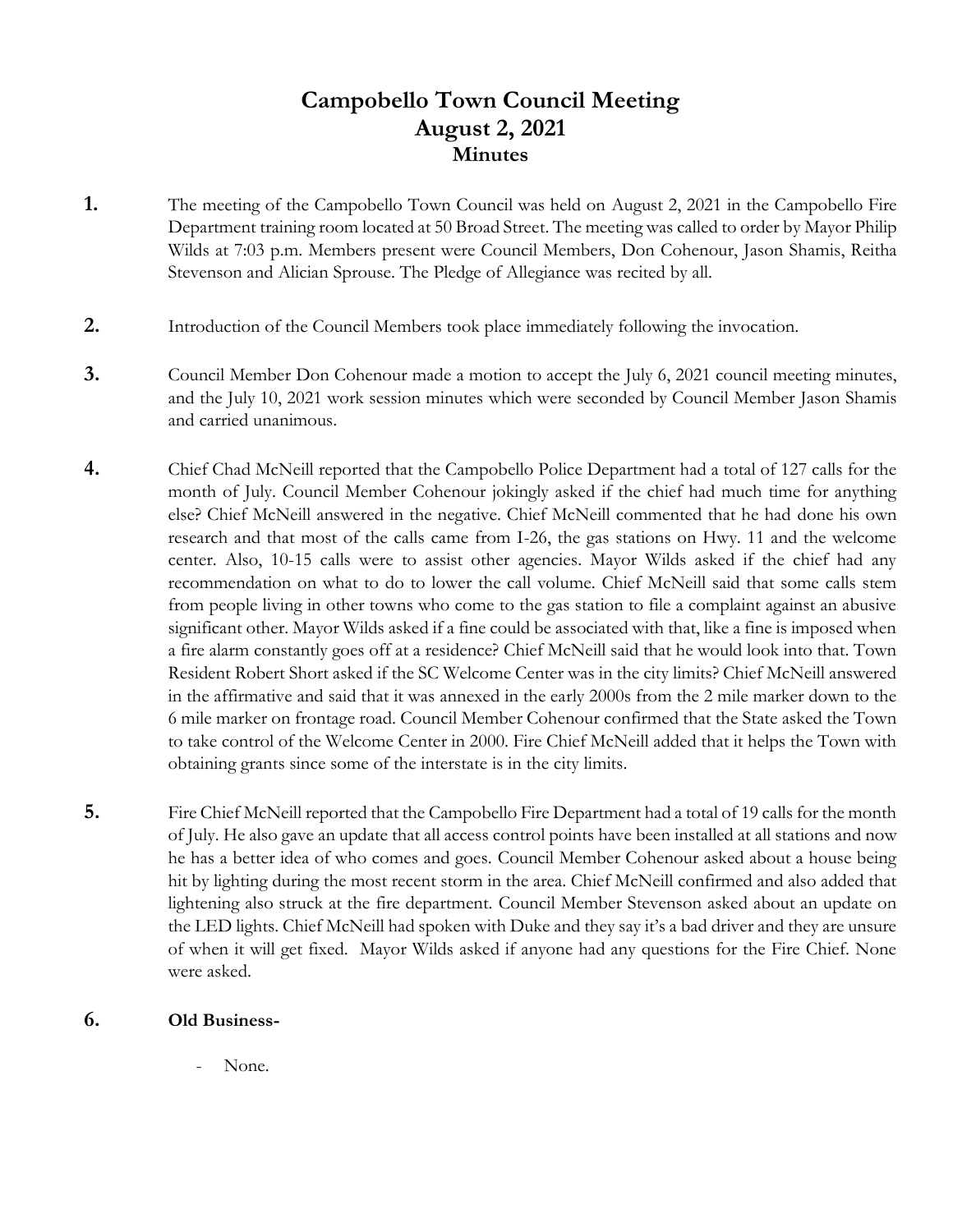# Campobello Town Council Meeting
## August 2, 2021
### Minutes

**1.** The meeting of the Campobello Town Council was held on August 2, 2021 in the Campobello Fire Department training room located at 50 Broad Street. The meeting was called to order by Mayor Philip Wilds at 7:03 p.m. Members present were Council Members, Don Cohenour, Jason Shamis, Reitha Stevenson and Alician Sprouse. The Pledge of Allegiance was recited by all.

**2.** Introduction of the Council Members took place immediately following the invocation.

**3.** Council Member Don Cohenour made a motion to accept the July 6, 2021 council meeting minutes, and the July 10, 2021 work session minutes which were seconded by Council Member Jason Shamis and carried unanimous.

**4.** Chief Chad McNeill reported that the Campobello Police Department had a total of 127 calls for the month of July. Council Member Cohenour jokingly asked if the chief had much time for anything else? Chief McNeill answered in the negative. Chief McNeill commented that he had done his own research and that most of the calls came from I-26, the gas stations on Hwy. 11 and the welcome center. Also, 10-15 calls were to assist other agencies. Mayor Wilds asked if the chief had any recommendation on what to do to lower the call volume. Chief McNeill said that some calls stem from people living in other towns who come to the gas station to file a complaint against an abusive significant other. Mayor Wilds asked if a fine could be associated with that, like a fine is imposed when a fire alarm constantly goes off at a residence? Chief McNeill said that he would look into that. Town Resident Robert Short asked if the SC Welcome Center was in the city limits? Chief McNeill answered in the affirmative and said that it was annexed in the early 2000s from the 2 mile marker down to the 6 mile marker on frontage road. Council Member Cohenour confirmed that the State asked the Town to take control of the Welcome Center in 2000. Fire Chief McNeill added that it helps the Town with obtaining grants since some of the interstate is in the city limits.

**5.** Fire Chief McNeill reported that the Campobello Fire Department had a total of 19 calls for the month of July. He also gave an update that all access control points have been installed at all stations and now he has a better idea of who comes and goes. Council Member Cohenour asked about a house being hit by lighting during the most recent storm in the area. Chief McNeill confirmed and also added that lightening also struck at the fire department. Council Member Stevenson asked about an update on the LED lights. Chief McNeill had spoken with Duke and they say it's a bad driver and they are unsure of when it will get fixed. Mayor Wilds asked if anyone had any questions for the Fire Chief. None were asked.

**6.** **Old Business-**

- None.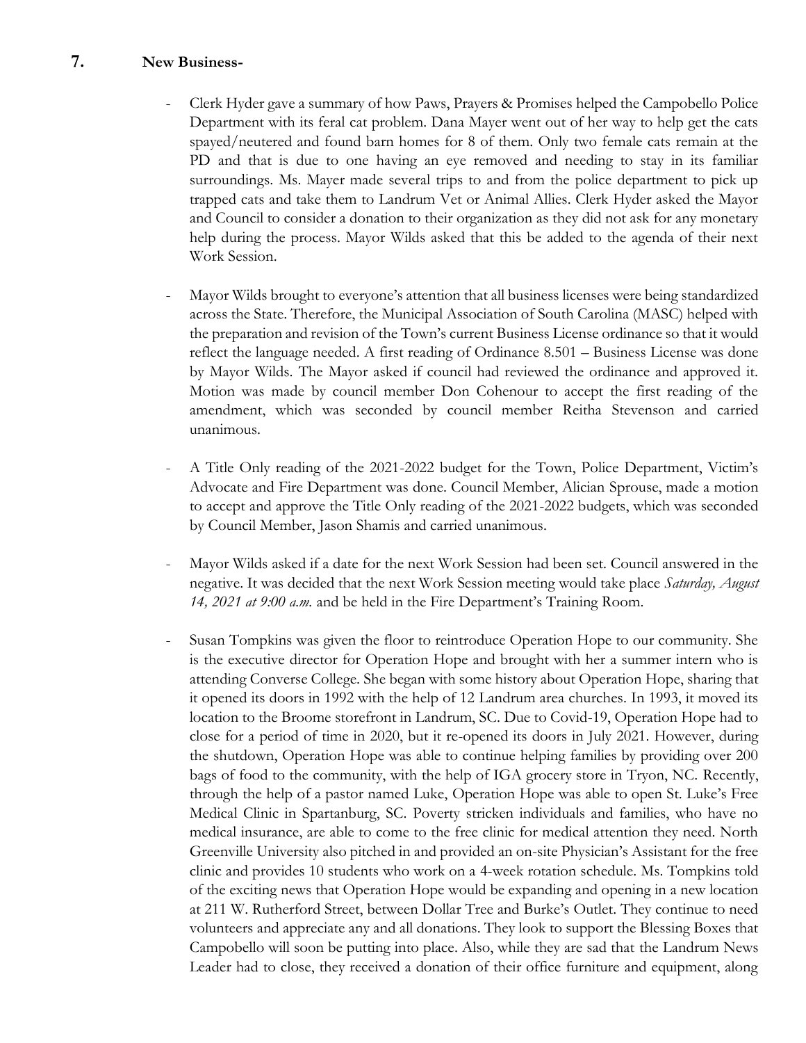## 7. **New Business-**

- Clerk Hyder gave a summary of how Paws, Prayers & Promises helped the Campobello Police Department with its feral cat problem. Dana Mayer went out of her way to help get the cats spayed/neutered and found barn homes for 8 of them. Only two female cats remain at the PD and that is due to one having an eye removed and needing to stay in its familiar surroundings. Ms. Mayer made several trips to and from the police department to pick up trapped cats and take them to Landrum Vet or Animal Allies. Clerk Hyder asked the Mayor and Council to consider a donation to their organization as they did not ask for any monetary help during the process. Mayor Wilds asked that this be added to the agenda of their next Work Session.

- Mayor Wilds brought to everyone's attention that all business licenses were being standardized across the State. Therefore, the Municipal Association of South Carolina (MASC) helped with the preparation and revision of the Town's current Business License ordinance so that it would reflect the language needed. A first reading of Ordinance 8.501 – Business License was done by Mayor Wilds. The Mayor asked if council had reviewed the ordinance and approved it. Motion was made by council member Don Cohenour to accept the first reading of the amendment, which was seconded by council member Reitha Stevenson and carried unanimous.

- A Title Only reading of the 2021-2022 budget for the Town, Police Department, Victim's Advocate and Fire Department was done. Council Member, Alician Sprouse, made a motion to accept and approve the Title Only reading of the 2021-2022 budgets, which was seconded by Council Member, Jason Shamis and carried unanimous.

- Mayor Wilds asked if a date for the next Work Session had been set. Council answered in the negative. It was decided that the next Work Session meeting would take place *Saturday, August 14, 2021 at 9:00 a.m.* and be held in the Fire Department's Training Room.

- Susan Tompkins was given the floor to reintroduce Operation Hope to our community. She is the executive director for Operation Hope and brought with her a summer intern who is attending Converse College. She began with some history about Operation Hope, sharing that it opened its doors in 1992 with the help of 12 Landrum area churches. In 1993, it moved its location to the Broome storefront in Landrum, SC. Due to Covid-19, Operation Hope had to close for a period of time in 2020, but it re-opened its doors in July 2021. However, during the shutdown, Operation Hope was able to continue helping families by providing over 200 bags of food to the community, with the help of IGA grocery store in Tryon, NC. Recently, through the help of a pastor named Luke, Operation Hope was able to open St. Luke's Free Medical Clinic in Spartanburg, SC. Poverty stricken individuals and families, who have no medical insurance, are able to come to the free clinic for medical attention they need. North Greenville University also pitched in and provided an on-site Physician's Assistant for the free clinic and provides 10 students who work on a 4-week rotation schedule. Ms. Tompkins told of the exciting news that Operation Hope would be expanding and opening in a new location at 211 W. Rutherford Street, between Dollar Tree and Burke's Outlet. They continue to need volunteers and appreciate any and all donations. They look to support the Blessing Boxes that Campobello will soon be putting into place. Also, while they are sad that the Landrum News Leader had to close, they received a donation of their office furniture and equipment, along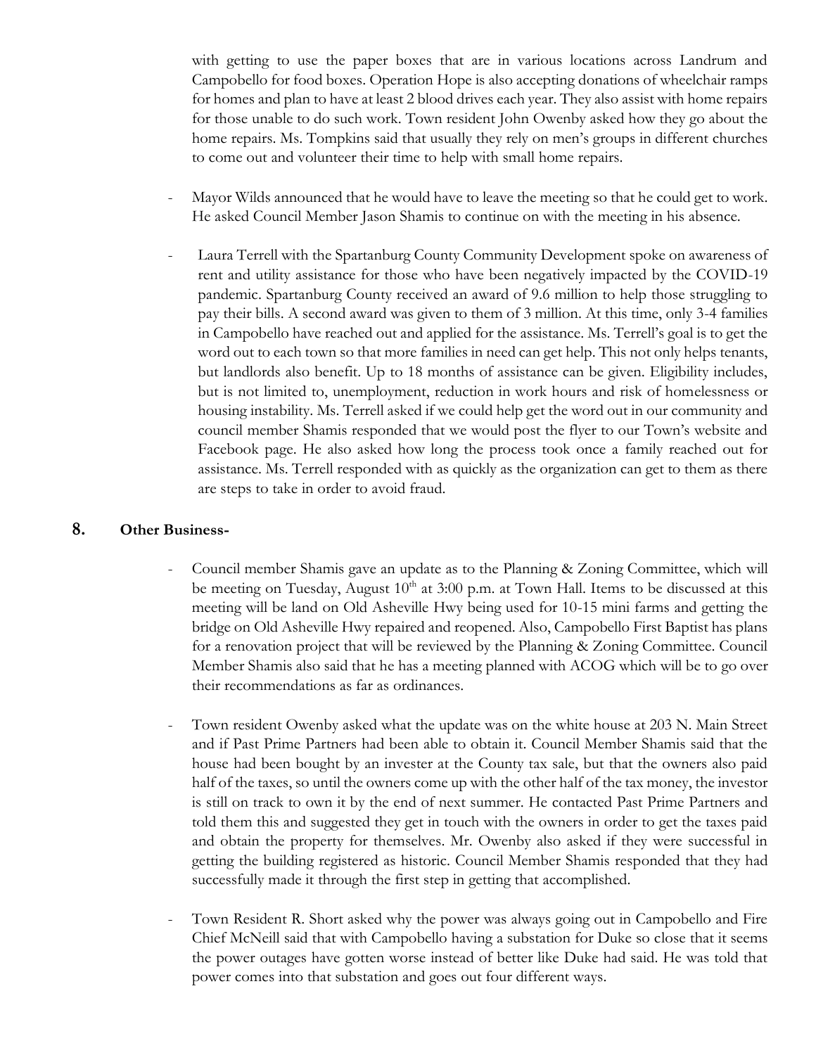with getting to use the paper boxes that are in various locations across Landrum and Campobello for food boxes. Operation Hope is also accepting donations of wheelchair ramps for homes and plan to have at least 2 blood drives each year. They also assist with home repairs for those unable to do such work. Town resident John Owenby asked how they go about the home repairs. Ms. Tompkins said that usually they rely on men's groups in different churches to come out and volunteer their time to help with small home repairs.

- Mayor Wilds announced that he would have to leave the meeting so that he could get to work. He asked Council Member Jason Shamis to continue on with the meeting in his absence.
- Laura Terrell with the Spartanburg County Community Development spoke on awareness of rent and utility assistance for those who have been negatively impacted by the COVID-19 pandemic. Spartanburg County received an award of 9.6 million to help those struggling to pay their bills. A second award was given to them of 3 million. At this time, only 3-4 families in Campobello have reached out and applied for the assistance. Ms. Terrell's goal is to get the word out to each town so that more families in need can get help. This not only helps tenants, but landlords also benefit. Up to 18 months of assistance can be given. Eligibility includes, but is not limited to, unemployment, reduction in work hours and risk of homelessness or housing instability. Ms. Terrell asked if we could help get the word out in our community and council member Shamis responded that we would post the flyer to our Town's website and Facebook page. He also asked how long the process took once a family reached out for assistance. Ms. Terrell responded with as quickly as the organization can get to them as there are steps to take in order to avoid fraud.

## 8. Other Business-

- Council member Shamis gave an update as to the Planning & Zoning Committee, which will be meeting on Tuesday, August 10th at 3:00 p.m. at Town Hall. Items to be discussed at this meeting will be land on Old Asheville Hwy being used for 10-15 mini farms and getting the bridge on Old Asheville Hwy repaired and reopened. Also, Campobello First Baptist has plans for a renovation project that will be reviewed by the Planning & Zoning Committee. Council Member Shamis also said that he has a meeting planned with ACOG which will be to go over their recommendations as far as ordinances.
- Town resident Owenby asked what the update was on the white house at 203 N. Main Street and if Past Prime Partners had been able to obtain it. Council Member Shamis said that the house had been bought by an invester at the County tax sale, but that the owners also paid half of the taxes, so until the owners come up with the other half of the tax money, the investor is still on track to own it by the end of next summer. He contacted Past Prime Partners and told them this and suggested they get in touch with the owners in order to get the taxes paid and obtain the property for themselves. Mr. Owenby also asked if they were successful in getting the building registered as historic. Council Member Shamis responded that they had successfully made it through the first step in getting that accomplished.
- Town Resident R. Short asked why the power was always going out in Campobello and Fire Chief McNeill said that with Campobello having a substation for Duke so close that it seems the power outages have gotten worse instead of better like Duke had said. He was told that power comes into that substation and goes out four different ways.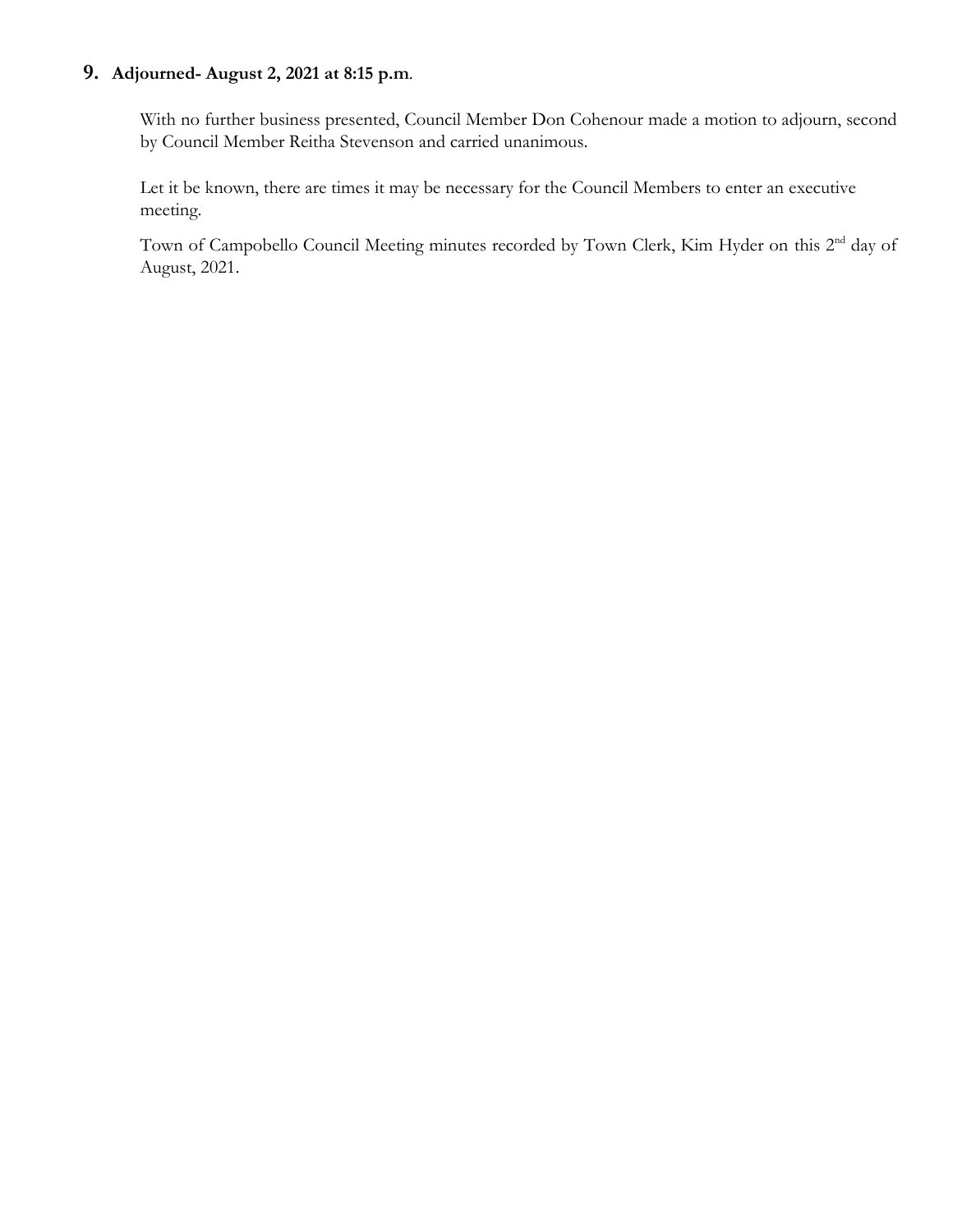## 9. Adjourned- August 2, 2021 at 8:15 p.m.

With no further business presented, Council Member Don Cohenour made a motion to adjourn, second by Council Member Reitha Stevenson and carried unanimous.

Let it be known, there are times it may be necessary for the Council Members to enter an executive meeting.

Town of Campobello Council Meeting minutes recorded by Town Clerk, Kim Hyder on this 2nd day of August, 2021.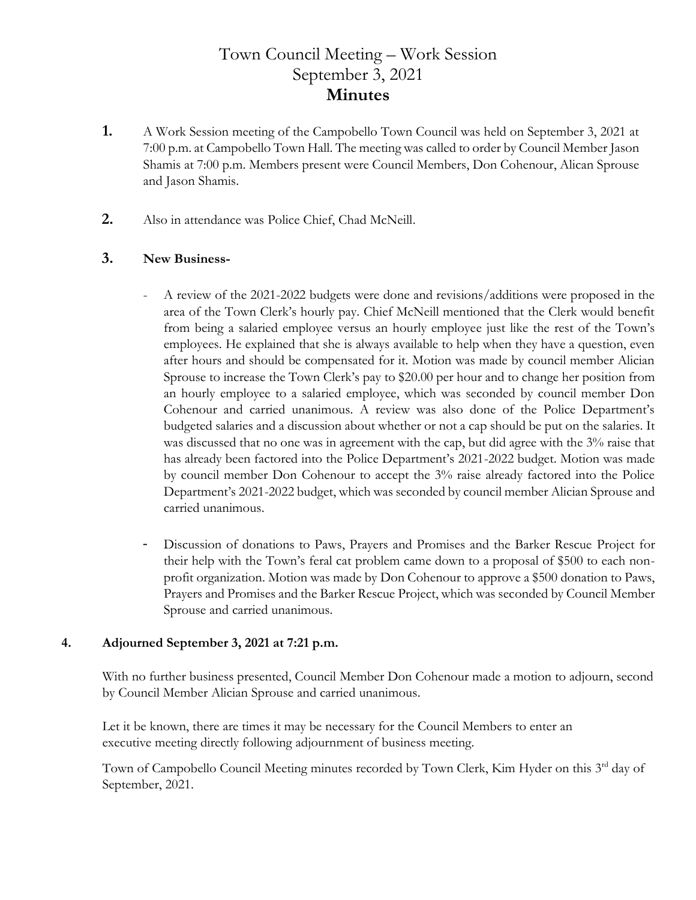# Town Council Meeting – Work Session
## September 3, 2021
## **Minutes**

**1.** A Work Session meeting of the Campobello Town Council was held on September 3, 2021 at 7:00 p.m. at Campobello Town Hall. The meeting was called to order by Council Member Jason Shamis at 7:00 p.m. Members present were Council Members, Don Cohenour, Alican Sprouse and Jason Shamis.

**2.** Also in attendance was Police Chief, Chad McNeill.

**3.** **New Business-**

- A review of the 2021-2022 budgets were done and revisions/additions were proposed in the area of the Town Clerk's hourly pay. Chief McNeill mentioned that the Clerk would benefit from being a salaried employee versus an hourly employee just like the rest of the Town's employees. He explained that she is always available to help when they have a question, even after hours and should be compensated for it. Motion was made by council member Alician Sprouse to increase the Town Clerk's pay to $20.00 per hour and to change her position from an hourly employee to a salaried employee, which was seconded by council member Don Cohenour and carried unanimous. A review was also done of the Police Department's budgeted salaries and a discussion about whether or not a cap should be put on the salaries. It was discussed that no one was in agreement with the cap, but did agree with the 3% raise that has already been factored into the Police Department's 2021-2022 budget. Motion was made by council member Don Cohenour to accept the 3% raise already factored into the Police Department's 2021-2022 budget, which was seconded by council member Alician Sprouse and carried unanimous.

- Discussion of donations to Paws, Prayers and Promises and the Barker Rescue Project for their help with the Town's feral cat problem came down to a proposal of $500 to each non-profit organization. Motion was made by Don Cohenour to approve a $500 donation to Paws, Prayers and Promises and the Barker Rescue Project, which was seconded by Council Member Sprouse and carried unanimous.

**4.** **Adjourned September 3, 2021 at 7:21 p.m.**

With no further business presented, Council Member Don Cohenour made a motion to adjourn, second by Council Member Alician Sprouse and carried unanimous.

Let it be known, there are times it may be necessary for the Council Members to enter an executive meeting directly following adjournment of business meeting.

Town of Campobello Council Meeting minutes recorded by Town Clerk, Kim Hyder on this 3rd day of September, 2021.